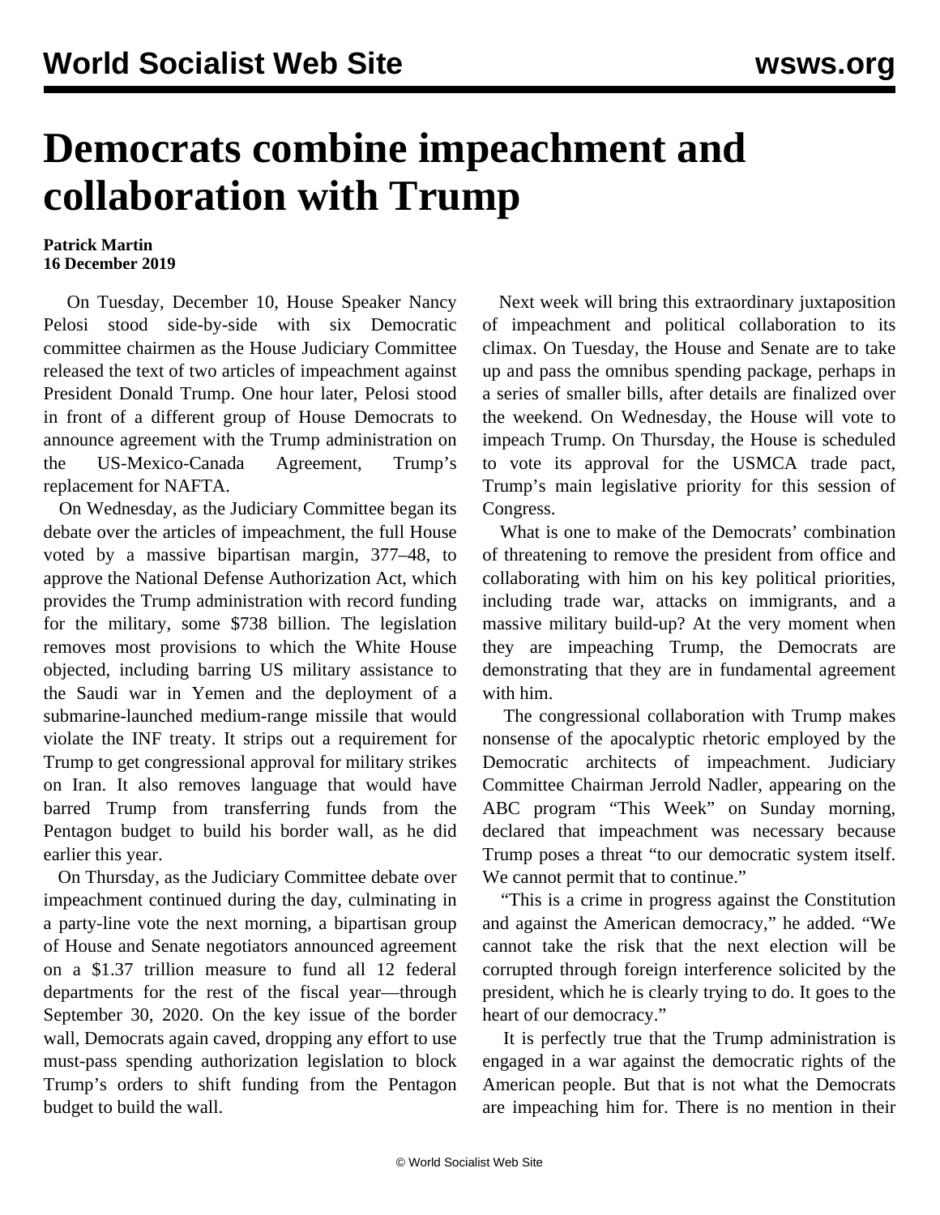# Democrats combine impeachment and collaboration with Trump

**Patrick Martin**
**16 December 2019**

On Tuesday, December 10, House Speaker Nancy Pelosi stood side-by-side with six Democratic committee chairmen as the House Judiciary Committee released the text of two articles of impeachment against President Donald Trump. One hour later, Pelosi stood in front of a different group of House Democrats to announce agreement with the Trump administration on the US-Mexico-Canada Agreement, Trump's replacement for NAFTA.

On Wednesday, as the Judiciary Committee began its debate over the articles of impeachment, the full House voted by a massive bipartisan margin, 377–48, to approve the National Defense Authorization Act, which provides the Trump administration with record funding for the military, some $738 billion. The legislation removes most provisions to which the White House objected, including barring US military assistance to the Saudi war in Yemen and the deployment of a submarine-launched medium-range missile that would violate the INF treaty. It strips out a requirement for Trump to get congressional approval for military strikes on Iran. It also removes language that would have barred Trump from transferring funds from the Pentagon budget to build his border wall, as he did earlier this year.

On Thursday, as the Judiciary Committee debate over impeachment continued during the day, culminating in a party-line vote the next morning, a bipartisan group of House and Senate negotiators announced agreement on a $1.37 trillion measure to fund all 12 federal departments for the rest of the fiscal year—through September 30, 2020. On the key issue of the border wall, Democrats again caved, dropping any effort to use must-pass spending authorization legislation to block Trump's orders to shift funding from the Pentagon budget to build the wall.

Next week will bring this extraordinary juxtaposition of impeachment and political collaboration to its climax. On Tuesday, the House and Senate are to take up and pass the omnibus spending package, perhaps in a series of smaller bills, after details are finalized over the weekend. On Wednesday, the House will vote to impeach Trump. On Thursday, the House is scheduled to vote its approval for the USMCA trade pact, Trump's main legislative priority for this session of Congress.

What is one to make of the Democrats' combination of threatening to remove the president from office and collaborating with him on his key political priorities, including trade war, attacks on immigrants, and a massive military build-up? At the very moment when they are impeaching Trump, the Democrats are demonstrating that they are in fundamental agreement with him.

The congressional collaboration with Trump makes nonsense of the apocalyptic rhetoric employed by the Democratic architects of impeachment. Judiciary Committee Chairman Jerrold Nadler, appearing on the ABC program "This Week" on Sunday morning, declared that impeachment was necessary because Trump poses a threat "to our democratic system itself. We cannot permit that to continue."

"This is a crime in progress against the Constitution and against the American democracy," he added. "We cannot take the risk that the next election will be corrupted through foreign interference solicited by the president, which he is clearly trying to do. It goes to the heart of our democracy."

It is perfectly true that the Trump administration is engaged in a war against the democratic rights of the American people. But that is not what the Democrats are impeaching him for. There is no mention in their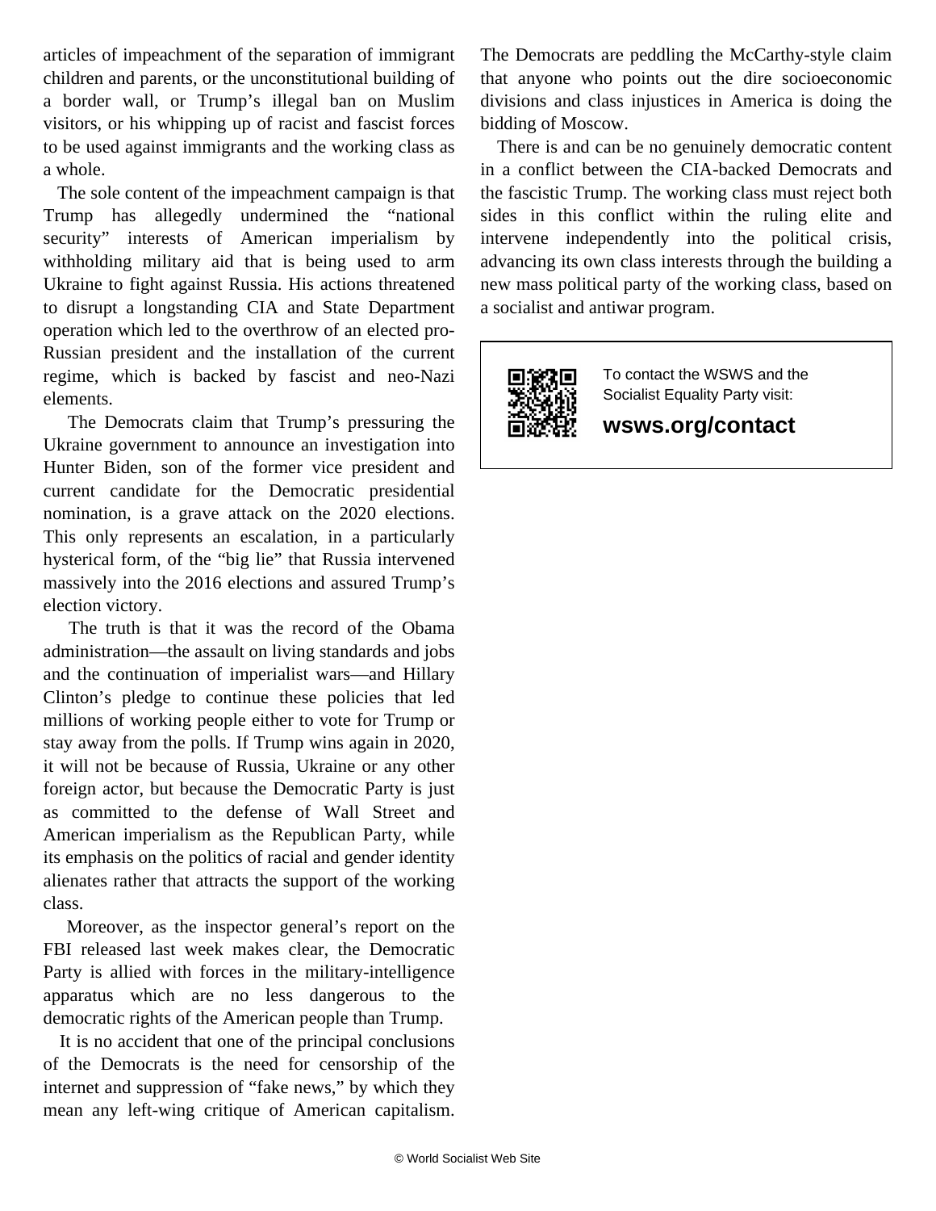articles of impeachment of the separation of immigrant children and parents, or the unconstitutional building of a border wall, or Trump's illegal ban on Muslim visitors, or his whipping up of racist and fascist forces to be used against immigrants and the working class as a whole.

The sole content of the impeachment campaign is that Trump has allegedly undermined the "national security" interests of American imperialism by withholding military aid that is being used to arm Ukraine to fight against Russia. His actions threatened to disrupt a longstanding CIA and State Department operation which led to the overthrow of an elected pro-Russian president and the installation of the current regime, which is backed by fascist and neo-Nazi elements.

The Democrats claim that Trump's pressuring the Ukraine government to announce an investigation into Hunter Biden, son of the former vice president and current candidate for the Democratic presidential nomination, is a grave attack on the 2020 elections. This only represents an escalation, in a particularly hysterical form, of the "big lie" that Russia intervened massively into the 2016 elections and assured Trump's election victory.

The truth is that it was the record of the Obama administration—the assault on living standards and jobs and the continuation of imperialist wars—and Hillary Clinton's pledge to continue these policies that led millions of working people either to vote for Trump or stay away from the polls. If Trump wins again in 2020, it will not be because of Russia, Ukraine or any other foreign actor, but because the Democratic Party is just as committed to the defense of Wall Street and American imperialism as the Republican Party, while its emphasis on the politics of racial and gender identity alienates rather that attracts the support of the working class.

Moreover, as the inspector general's report on the FBI released last week makes clear, the Democratic Party is allied with forces in the military-intelligence apparatus which are no less dangerous to the democratic rights of the American people than Trump.

It is no accident that one of the principal conclusions of the Democrats is the need for censorship of the internet and suppression of "fake news," by which they mean any left-wing critique of American capitalism. The Democrats are peddling the McCarthy-style claim that anyone who points out the dire socioeconomic divisions and class injustices in America is doing the bidding of Moscow.

There is and can be no genuinely democratic content in a conflict between the CIA-backed Democrats and the fascistic Trump. The working class must reject both sides in this conflict within the ruling elite and intervene independently into the political crisis, advancing its own class interests through the building a new mass political party of the working class, based on a socialist and antiwar program.

To contact the WSWS and the Socialist Equality Party visit:

**wsws.org/contact**